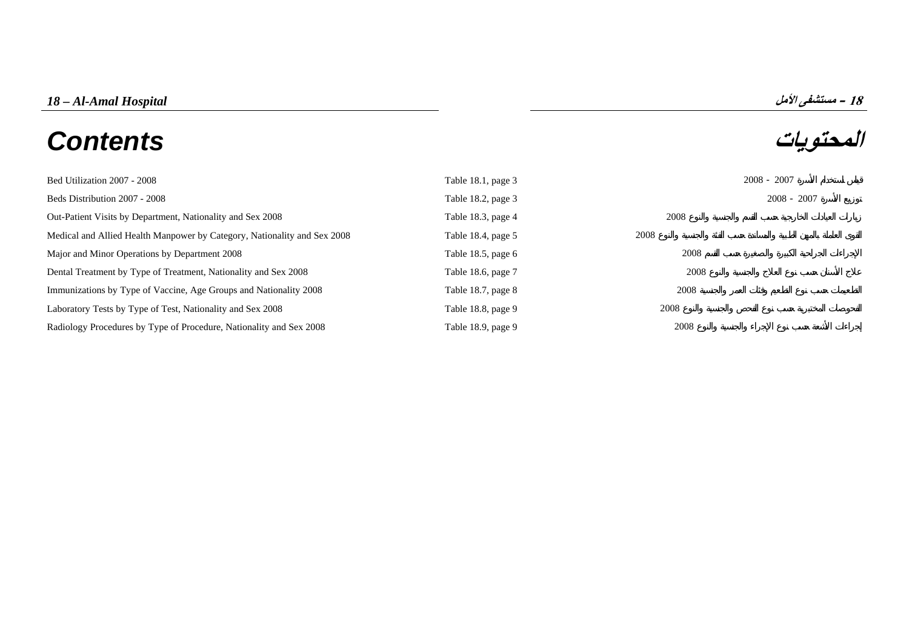# 18 – Al-Amal Hospital

# 18 – مستشفى الأمل

## Contents

## المحتويات

| | | |
|---|---|---|
| Bed Utilization 2007 - 2008 | Table 18.1, page 3 | قياس استخدام الأسرة 2007 - 2008 |
| Beds Distribution 2007 - 2008 | Table 18.2, page 3 | توزيع الأسرة 2007 - 2008 |
| Out-Patient Visits by Department, Nationality and Sex 2008 | Table 18.3, page 4 | زيارات العيادات الخارجية حسب القسم والجنسية والنوع 2008 |
| Medical and Allied Health Manpower by Category, Nationality and Sex 2008 | Table 18.4, page 5 | القوى العاملة بالمهن الطبية والمساندة حسب الفئة والجنسية والنوع 2008 |
| Major and Minor Operations by Department 2008 | Table 18.5, page 6 | الإجراءات الجراحية الكبيرة والصغيرة حسب القسم 2008 |
| Dental Treatment by Type of Treatment, Nationality and Sex 2008 | Table 18.6, page 7 | علاج الأسنان حسب نوع العلاج والجنسية والنوع 2008 |
| Immunizations by Type of Vaccine, Age Groups and Nationality 2008 | Table 18.7, page 8 | التطعيمات حسب نوع التطعيم وفئات العمر والجنسية 2008 |
| Laboratory Tests by Type of Test, Nationality and Sex 2008 | Table 18.8, page 9 | الفحوصات المختبرية حسب نوع الفحص والجنسية والنوع 2008 |
| Radiology Procedures by Type of Procedure, Nationality and Sex 2008 | Table 18.9, page 9 | إجراءات الأشعة حسب نوع الإجراء والجنسية والنوع 2008 |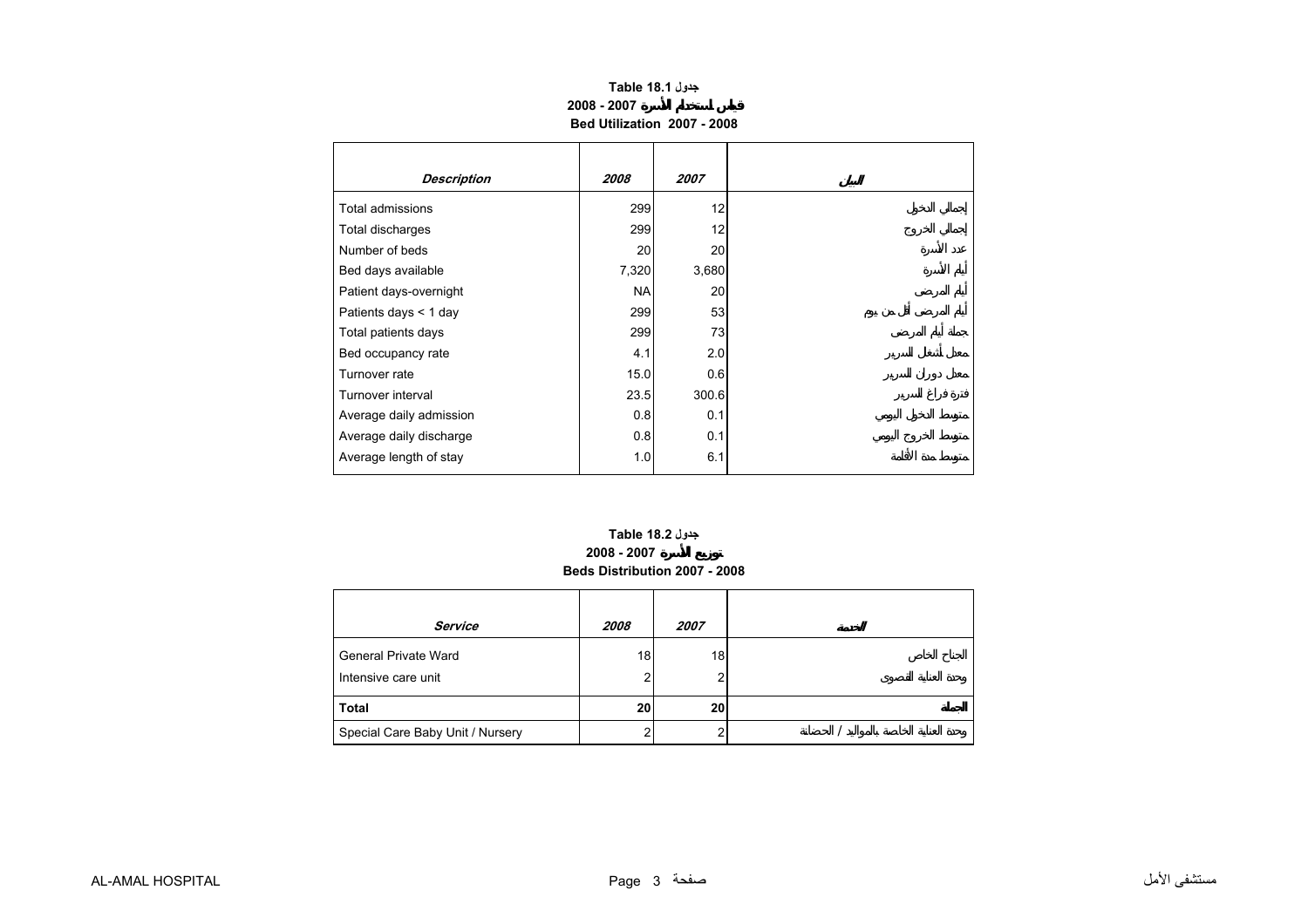**Table 18.1 جدول**

**2008 - 2007 قياس استخدام الأسرة**

**Bed Utilization 2007 - 2008**

| *Description* | *2008* | *2007* | البيان |
|---|---|---|---|
| Total admissions | 299 | 12 | إجمالي الدخول |
| Total discharges | 299 | 12 | إجمالي الخروج |
| Number of beds | 20 | 20 | عدد الأسرة |
| Bed days available | 7,320 | 3,680 | أيام الأسرة |
| Patient days-overnight | NA | 20 | أيام المرضى |
| Patients days < 1 day | 299 | 53 | أيام المرضى أقل من يوم |
| Total patients days | 299 | 73 | جملة أيام المرضى |
| Bed occupancy rate | 4.1 | 2.0 | معدل أشغال السرير |
| Turnover rate | 15.0 | 0.6 | معدل دوران السرير |
| Turnover interval | 23.5 | 300.6 | فترة فراغ السرير |
| Average daily admission | 0.8 | 0.1 | متوسط الدخول اليومي |
| Average daily discharge | 0.8 | 0.1 | متوسط الخروج اليومي |
| Average length of stay | 1.0 | 6.1 | متوسط مدة الأقامة |

**Table 18.2 جدول**

**2008 - 2007 توزيع الأسرة**

**Beds Distribution 2007 - 2008**

| *Service* | *2008* | *2007* | الخدمة |
|---|---|---|---|
| General Private Ward | 18 | 18 | الجناح الخاص |
| Intensive care unit | 2 | 2 | وحدة العناية القصوى |
| **Total** | **20** | **20** | **الجملة** |
| Special Care Baby Unit / Nursery | 2 | 2 | وحدة العناية الخاصة بالمواليد / الحضانة |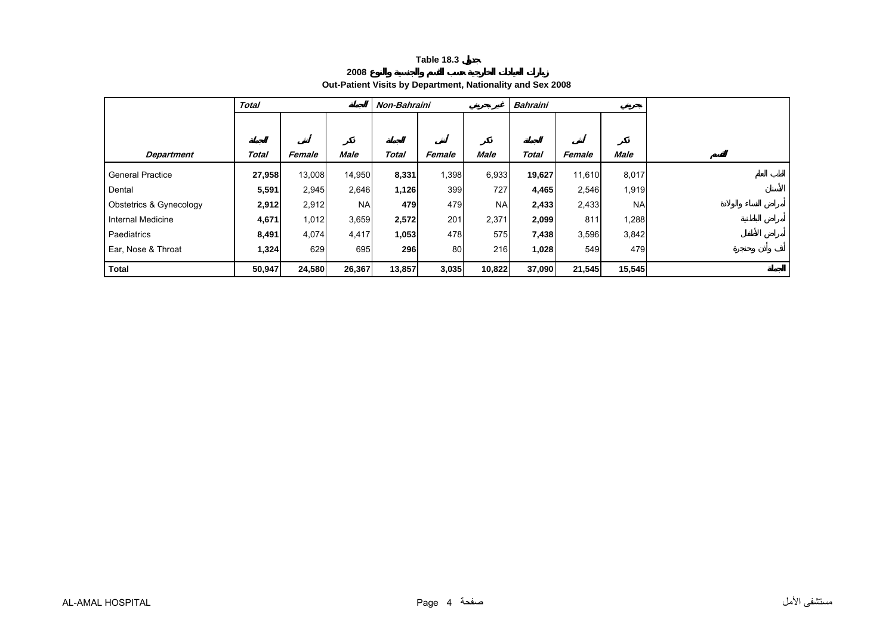**Table 18.3 جدول**

**زيارات العيادات الخارجية حسب القسم والجنسية والنوع 2008**

**Out-Patient Visits by Department, Nationality and Sex 2008**

| | *Total* | | *الجملة* | *Non-Bahraini* | | *غير بحريني* | *Bahraini* | | *بحريني* | |
|---|---|---|---|---|---|---|---|---|---|---|
| | *الجملة* | *أنثى* | *ذكر* | *الجملة* | *أنثى* | *ذكر* | *الجملة* | *أنثى* | *ذكر* | |
| ***Department*** | ***Total*** | ***Female*** | ***Male*** | ***Total*** | ***Female*** | ***Male*** | ***Total*** | ***Female*** | ***Male*** | ***القسم*** |
| General Practice | **27,958** | 13,008 | 14,950 | **8,331** | 1,398 | 6,933 | **19,627** | 11,610 | 8,017 | الطب العام |
| Dental | **5,591** | 2,945 | 2,646 | **1,126** | 399 | 727 | **4,465** | 2,546 | 1,919 | الأسنان |
| Obstetrics & Gynecology | **2,912** | 2,912 | NA | **479** | 479 | NA | **2,433** | 2,433 | NA | أمراض النساء والولادة |
| Internal Medicine | **4,671** | 1,012 | 3,659 | **2,572** | 201 | 2,371 | **2,099** | 811 | 1,288 | أمراض الباطنية |
| Paediatrics | **8,491** | 4,074 | 4,417 | **1,053** | 478 | 575 | **7,438** | 3,596 | 3,842 | أمراض الأطفال |
| Ear, Nose & Throat | **1,324** | 629 | 695 | **296** | 80 | 216 | **1,028** | 549 | 479 | أنف وأذن وحنجرة |
| **Total** | **50,947** | **24,580** | **26,367** | **13,857** | **3,035** | **10,822** | **37,090** | **21,545** | **15,545** | **الجملة** |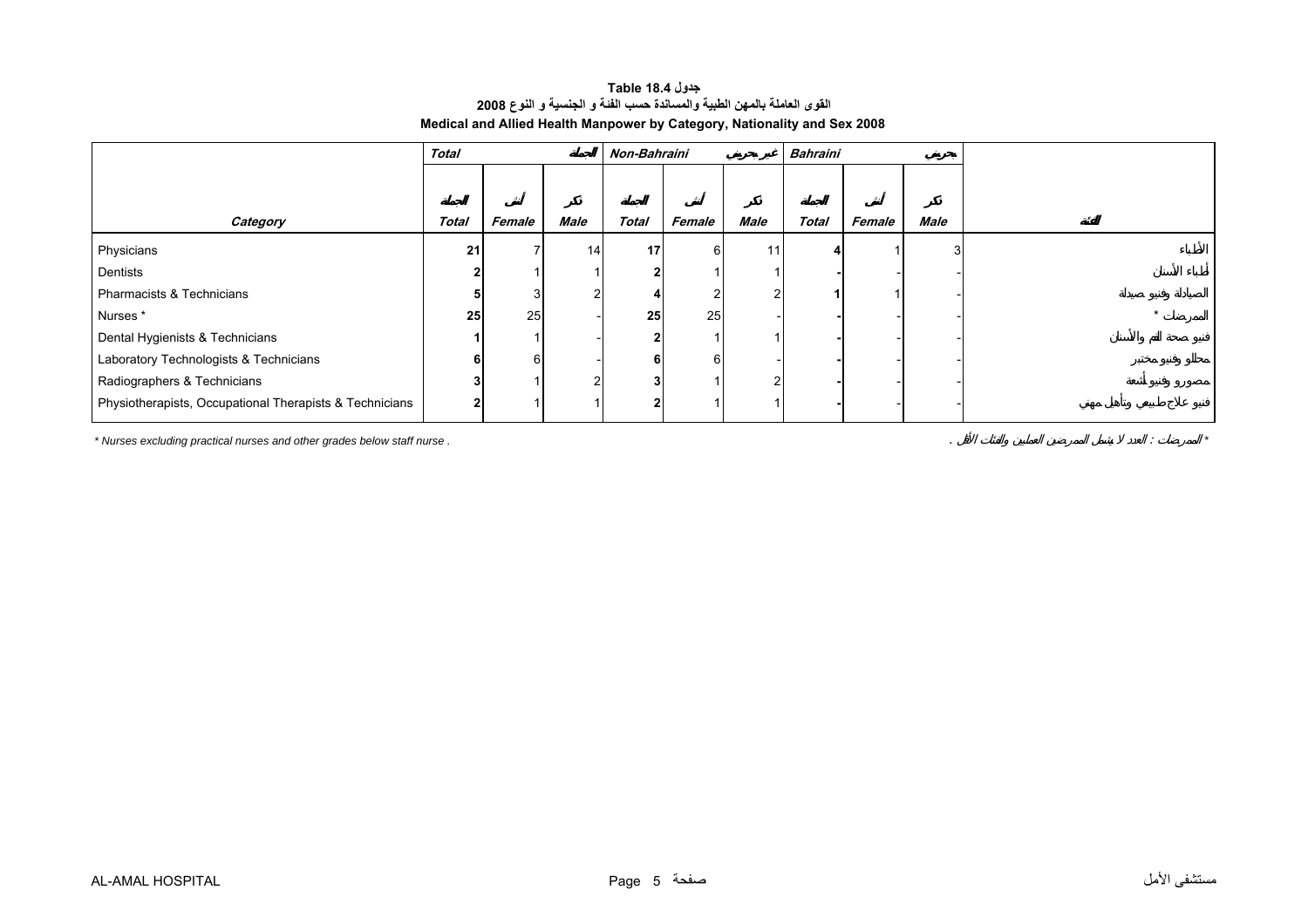**جدول Table 18.4**

**القوى العاملة بالمهن الطبية والمساندة حسب الفئة و الجنسية و النوع 2008**

**Medical and Allied Health Manpower by Category, Nationality and Sex 2008**

| | *Total* | | الجملة | *Non-Bahraini* | | غير بحريني | *Bahraini* | | بحريني | |
|---|---|---|---|---|---|---|---|---|---|---|
| | الجملة | أنثى | ذكر | الجملة | أنثى | ذكر | الجملة | أنثى | ذكر | |
| ***Category*** | ***Total*** | ***Female*** | ***Male*** | ***Total*** | ***Female*** | ***Male*** | ***Total*** | ***Female*** | ***Male*** | **الفئة** |
| Physicians | **21** | 7 | 14 | **17** | 6 | 11 | **4** | 1 | 3 | الأطباء |
| Dentists | **2** | 1 | 1 | **2** | 1 | 1 | **-** | - | - | أطباء الأسنان |
| Pharmacists & Technicians | **5** | 3 | 2 | **4** | 2 | 2 | **1** | 1 | - | الصيادلة وفنيو صيدلة |
| Nurses * | **25** | 25 | - | **25** | 25 | - | **-** | - | - | الممرضات * |
| Dental Hygienists & Technicians | **1** | 1 | - | **2** | 1 | 1 | **-** | - | - | فنيو صحة الفم والأسنان |
| Laboratory Technologists & Technicians | **6** | 6 | - | **6** | 6 | - | **-** | - | - | محللو وفنيو مختبر |
| Radiographers & Technicians | **3** | 1 | 2 | **3** | 1 | 2 | **-** | - | - | مصورو وفنيو أشعة |
| Physiotherapists, Occupational Therapists & Technicians | **2** | 1 | 1 | **2** | 1 | 1 | **-** | - | - | فنيو علاج طبيعي وتأهيل مهني |

*\* Nurses excluding practical nurses and other grades below staff nurse .*

* الممرضات : العدد لا يشمل الممرضين العمليين والفئات الأقل .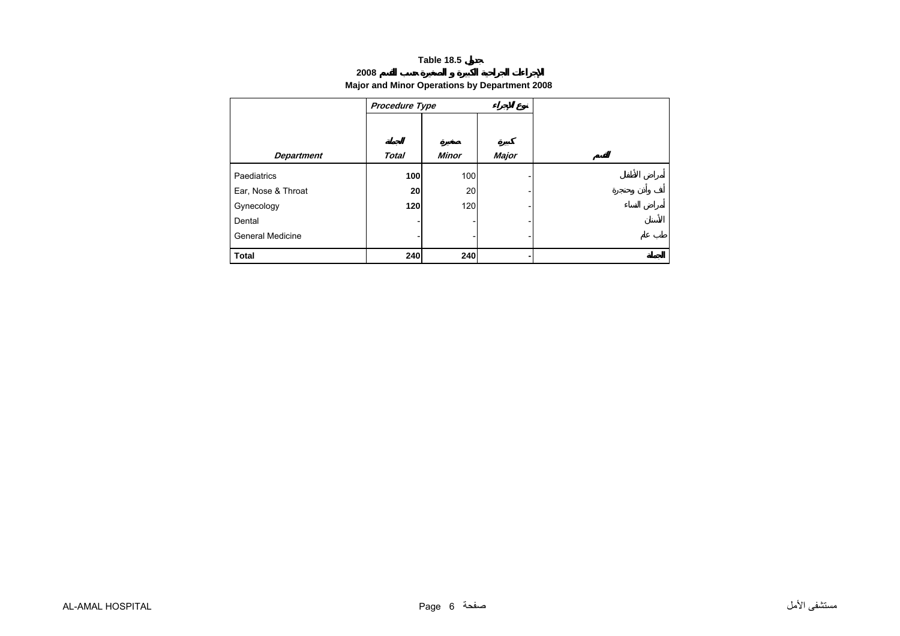**Table 18.5 جدول**

**2008 الإجراءات الجراحية الكبيرة و الصغيرة حسب القسم**

**Major and Minor Operations by Department 2008**

| | *Procedure Type* | | نوع الإجراء | |
|---|---|---|---|---|
| ***Department*** | ***Total*** الجملة | ***Minor*** صغيرة | ***Major*** كبيرة | القسم |
| Paediatrics | **100** | 100 | - | أمراض الأطفال |
| Ear, Nose & Throat | **20** | 20 | - | أنف وأذن وحنجرة |
| Gynecology | **120** | 120 | - | أمراض النساء |
| Dental | - | - | - | الأسنان |
| General Medicine | - | - | - | طب عام |
| **Total** | **240** | **240** | **-** | **الجملة** |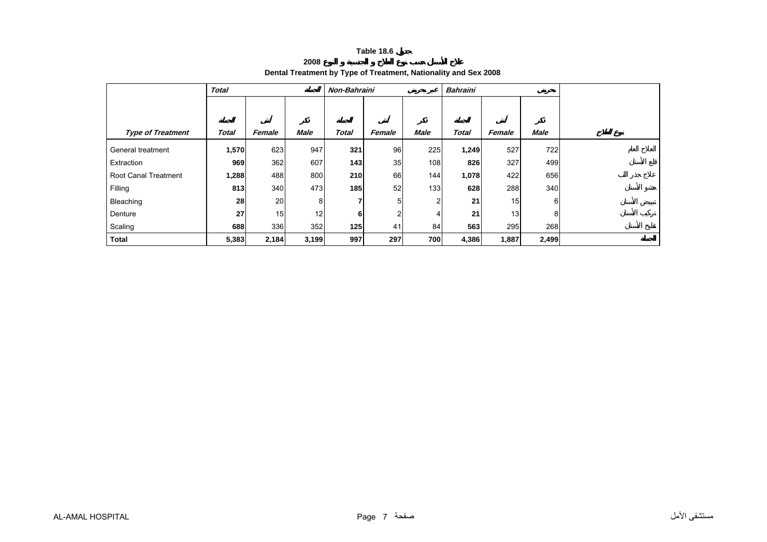**Table 18.6 جدول**

**علاج الأسنان حسب نوع العلاج و الجنسية و النوع 2008**

**Dental Treatment by Type of Treatment, Nationality and Sex 2008**

| | *Total* | | الجملة | *Non-Bahraini* | | غير بحريني | *Bahraini* | | بحريني | |
|---|---|---|---|---|---|---|---|---|---|---|
| | الجملة | أنثى | ذكر | الجملة | أنثى | ذكر | الجملة | أنثى | ذكر | |
| ***Type of Treatment*** | ***Total*** | ***Female*** | ***Male*** | ***Total*** | ***Female*** | ***Male*** | ***Total*** | ***Female*** | ***Male*** | **نوع العلاج** |
| General treatment | **1,570** | 623 | 947 | **321** | 96 | 225 | **1,249** | 527 | 722 | العلاج العام |
| Extraction | **969** | 362 | 607 | **143** | 35 | 108 | **826** | 327 | 499 | قلع الأسنان |
| Root Canal Treatment | **1,288** | 488 | 800 | **210** | 66 | 144 | **1,078** | 422 | 656 | علاج جذر الب |
| Filling | **813** | 340 | 473 | **185** | 52 | 133 | **628** | 288 | 340 | حشو الأسنان |
| Bleaching | **28** | 20 | 8 | **7** | 5 | 2 | **21** | 15 | 6 | تبييض الأسنان |
| Denture | **27** | 15 | 12 | **6** | 2 | 4 | **21** | 13 | 8 | تركيب الأسنان |
| Scaling | **688** | 336 | 352 | **125** | 41 | 84 | **563** | 295 | 268 | تقليح الأسنان |
| **Total** | **5,383** | **2,184** | **3,199** | **997** | **297** | **700** | **4,386** | **1,887** | **2,499** | **الجملة** |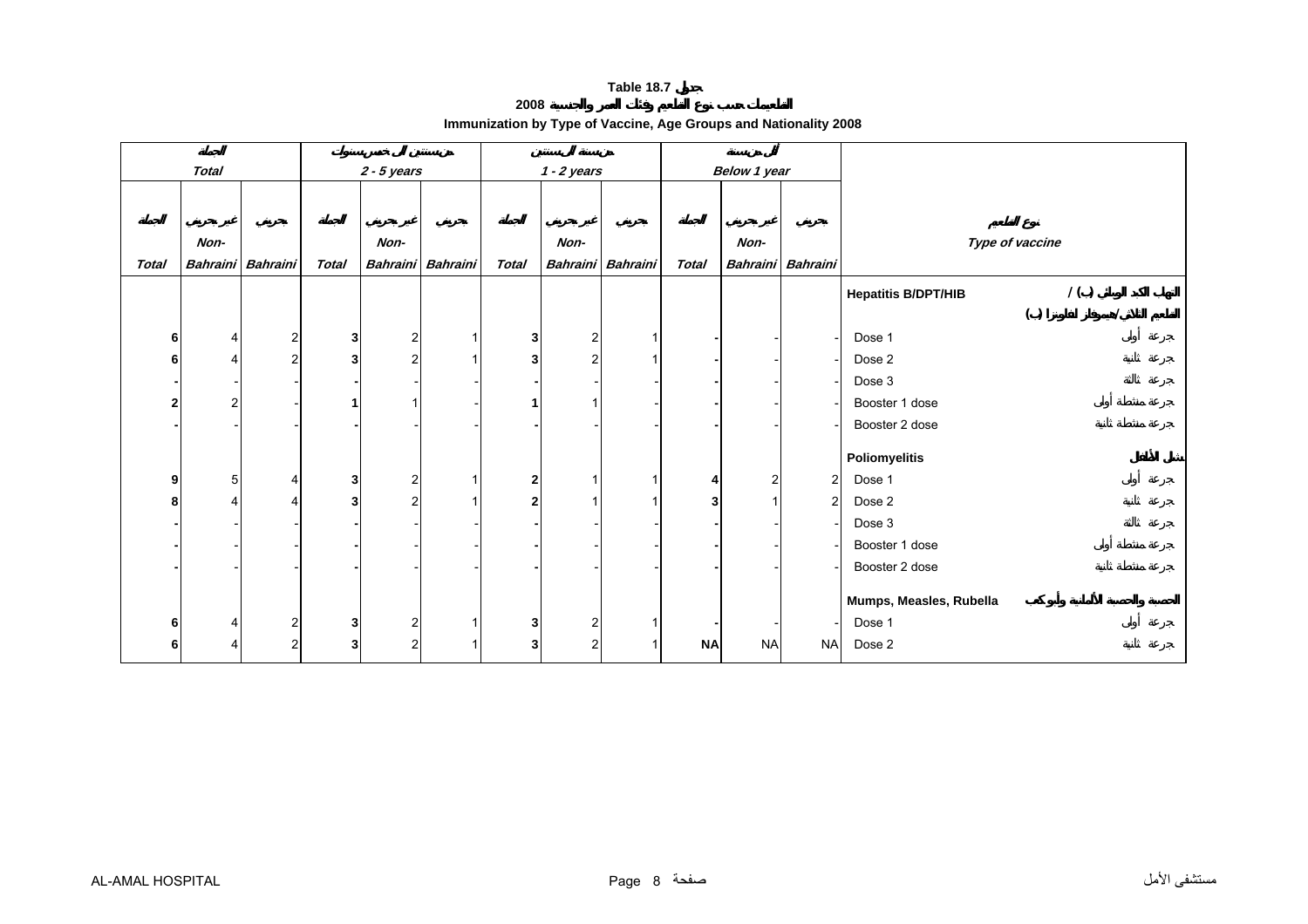**Table 18.7 جدول**

**التطعيمات حسب نوع التطعيم وفئات العمر والجنسية 2008**

**Immunization by Type of Vaccine, Age Groups and Nationality 2008**

| الجملة *Total* | | | من سنتين إلى خمس سنوات *2 - 5 years* | | | من سنة إلى سنتين *1 - 2 years* | | | أقل من سنة *Below 1 year* | | | | |
|---|---|---|---|---|---|---|---|---|---|---|---|---|---|
| الجملة *Total* | غير بحريني *Non-Bahraini* | بحريني *Bahraini* | الجملة *Total* | غير بحريني *Non-Bahraini* | بحريني *Bahraini* | الجملة *Total* | غير بحريني *Non-Bahraini* | بحريني *Bahraini* | الجملة *Total* | غير بحريني *Non-Bahraini* | بحريني *Bahraini* | *Type of vaccine* | نوع التطعيم |
| | | | | | | | | | | | | **Hepatitis B/DPT/HIB** | التهاب الكبد الوبائي (ب) / الثلاثي/هيموفيلس انفلونزا (ب) |
| **6** | 4 | 2 | **3** | 2 | 1 | **3** | 2 | 1 | **-** | - | - | Dose 1 | جرعة أولى |
| **6** | 4 | 2 | **3** | 2 | 1 | **3** | 2 | 1 | **-** | - | - | Dose 2 | جرعة ثانية |
| **-** | - | - | **-** | - | - | **-** | - | - | **-** | - | - | Dose 3 | جرعة ثالثة |
| **2** | 2 | - | **1** | 1 | - | **1** | 1 | - | **-** | - | - | Booster 1 dose | جرعة منشطة أولى |
| **-** | - | - | **-** | - | - | **-** | - | - | **-** | - | - | Booster 2 dose | جرعة منشطة ثانية |
| | | | | | | | | | | | | **Poliomyelitis** | شلل الأطفال |
| **9** | 5 | 4 | **3** | 2 | 1 | **2** | 1 | 1 | **4** | 2 | 2 | Dose 1 | جرعة أولى |
| **8** | 4 | 4 | **3** | 2 | 1 | **2** | 1 | 1 | **3** | 1 | 2 | Dose 2 | جرعة ثانية |
| **-** | - | - | **-** | - | - | **-** | - | - | **-** | - | - | Dose 3 | جرعة ثالثة |
| **-** | - | - | **-** | - | - | **-** | - | - | **-** | - | - | Booster 1 dose | جرعة منشطة أولى |
| **-** | - | - | **-** | - | - | **-** | - | - | **-** | - | - | Booster 2 dose | جرعة منشطة ثانية |
| | | | | | | | | | | | | **Mumps, Measles, Rubella** | الحصبة والحصبة الألمانية وأبو كعب |
| **6** | 4 | 2 | **3** | 2 | 1 | **3** | 2 | 1 | **-** | - | - | Dose 1 | جرعة أولى |
| **6** | 4 | 2 | **3** | 2 | 1 | **3** | 2 | 1 | **NA** | NA | NA | Dose 2 | جرعة ثانية |

AL-AMAL HOSPITAL مستشفى الأمل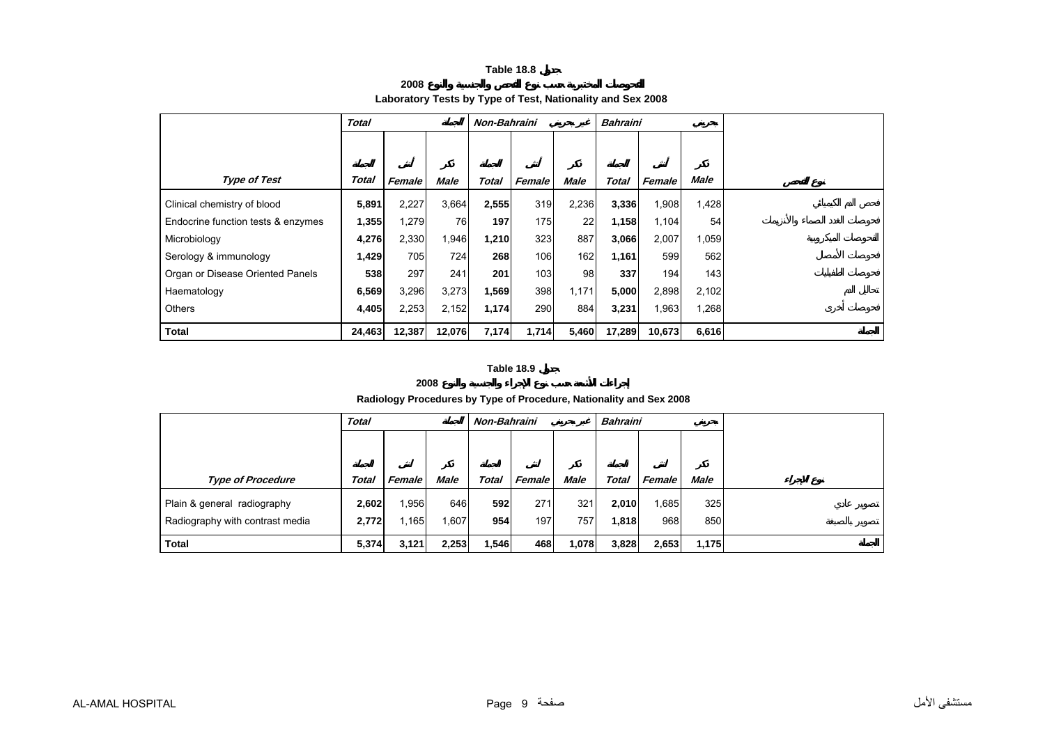**Table 18.8 جدول**

**الفحوصات المختبرية حسب نوع الفحص والجنسية والنوع 2008**

**Laboratory Tests by Type of Test, Nationality and Sex 2008**

| | *Total* | | الجملة | *Non-Bahraini* | | غير بحريني | *Bahraini* | | بحريني | |
|---|---|---|---|---|---|---|---|---|---|---|
| | الجملة | أنثى | ذكر | الجملة | أنثى | ذكر | الجملة | أنثى | ذكر | |
| ***Type of Test*** | ***Total*** | ***Female*** | ***Male*** | ***Total*** | ***Female*** | ***Male*** | ***Total*** | ***Female*** | ***Male*** | **نوع الفحص** |
| Clinical chemistry of blood | **5,891** | 2,227 | 3,664 | **2,555** | 319 | 2,236 | **3,336** | 1,908 | 1,428 | فحص الدم الكيميائي |
| Endocrine function tests & enzymes | **1,355** | 1,279 | 76 | **197** | 175 | 22 | **1,158** | 1,104 | 54 | فحوصات الغدد الصماء والأنزيمات |
| Microbiology | **4,276** | 2,330 | 1,946 | **1,210** | 323 | 887 | **3,066** | 2,007 | 1,059 | الفحوصات الميكروبية |
| Serology & immunology | **1,429** | 705 | 724 | **268** | 106 | 162 | **1,161** | 599 | 562 | فحوصات الأمصال |
| Organ or Disease Oriented Panels | **538** | 297 | 241 | **201** | 103 | 98 | **337** | 194 | 143 | فحوصات التفليلات |
| Haematology | **6,569** | 3,296 | 3,273 | **1,569** | 398 | 1,171 | **5,000** | 2,898 | 2,102 | تحاليل الدم |
| Others | **4,405** | 2,253 | 2,152 | **1,174** | 290 | 884 | **3,231** | 1,963 | 1,268 | فحوصات أخرى |
| **Total** | **24,463** | **12,387** | **12,076** | **7,174** | **1,714** | **5,460** | **17,289** | **10,673** | **6,616** | **الجملة** |

**Table 18.9 جدول**

**إجراءات الأشعة حسب نوع الإجراء والجنسية والنوع 2008**

**Radiology Procedures by Type of Procedure, Nationality and Sex 2008**

| | *Total* | | الجملة | *Non-Bahraini* | | غير بحريني | *Bahraini* | | بحريني | |
|---|---|---|---|---|---|---|---|---|---|---|
| | الجملة | أنثى | ذكر | الجملة | أنثى | ذكر | الجملة | أنثى | ذكر | |
| ***Type of Procedure*** | ***Total*** | ***Female*** | ***Male*** | ***Total*** | ***Female*** | ***Male*** | ***Total*** | ***Female*** | ***Male*** | **نوع الإجراء** |
| Plain & general radiography | **2,602** | 1,956 | 646 | **592** | 271 | 321 | **2,010** | 1,685 | 325 | تصوير عادي |
| Radiography with contrast media | **2,772** | 1,165 | 1,607 | **954** | 197 | 757 | **1,818** | 968 | 850 | تصوير بالصبغة |
| **Total** | **5,374** | **3,121** | **2,253** | **1,546** | **468** | **1,078** | **3,828** | **2,653** | **1,175** | **الجملة** |